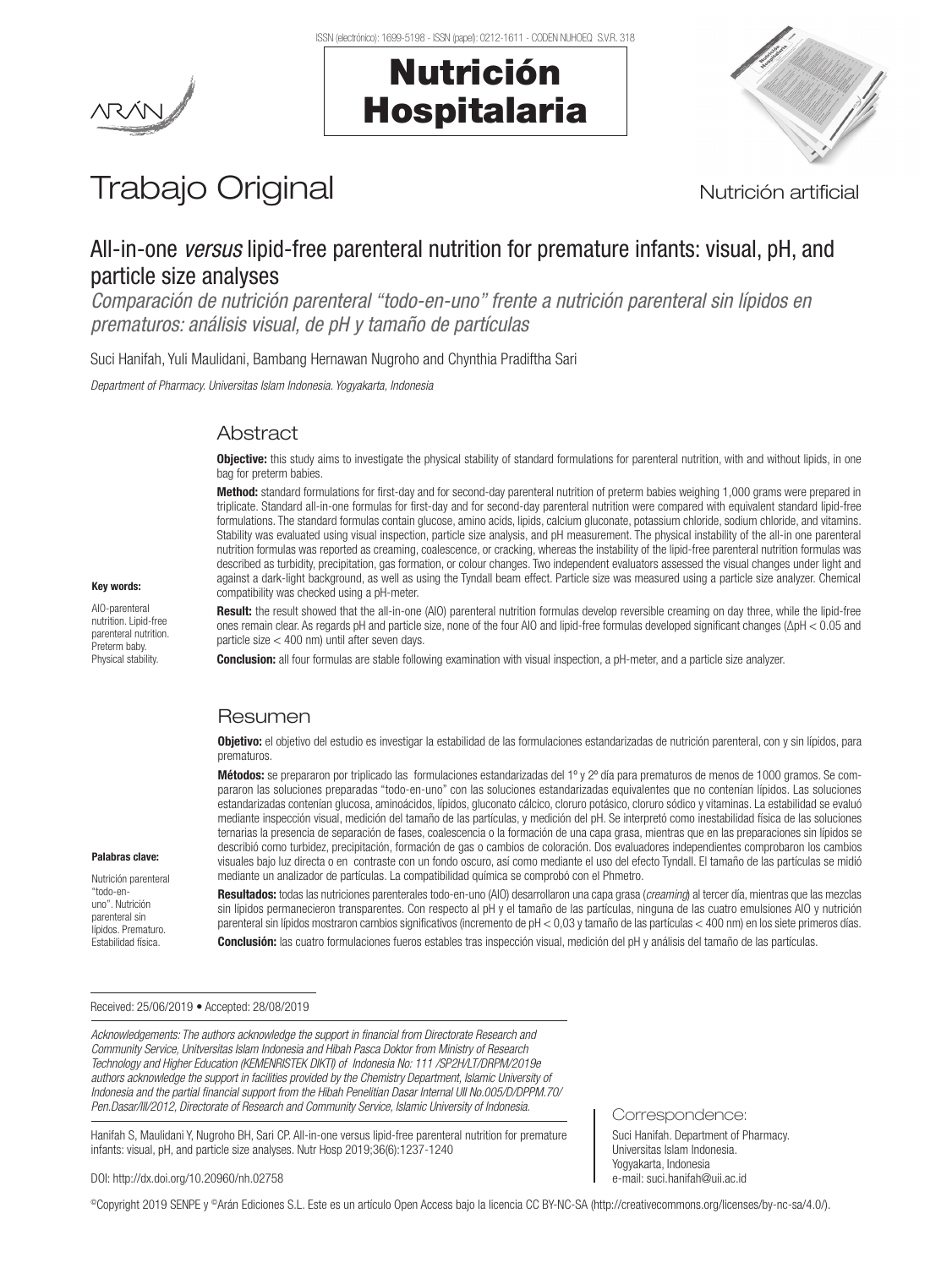# Nutrición Hospitalaria

## Trabajo Original

Nutrición artificial

# All-in-one *versus* lipid-free parenteral nutrition for premature infants: visual, pH, and particle size analyses

*Comparación de nutrición parenteral "todo-en-uno" frente a nutrición parenteral sin lípidos en prematuros: análisis visual, de pH y tamaño de partículas*

Suci Hanifah, Yuli Maulidani, Bambang Hernawan Nugroho and Chynthia Pradiftha Sari

*Department of Pharmacy. Universitas Islam Indonesia. Yogyakarta, Indonesia*

## Abstract

**Objective:** this study aims to investigate the physical stability of standard formulations for parenteral nutrition, with and without lipids, in one bag for preterm babies.

**Method:** standard formulations for first-day and for second-day parenteral nutrition of preterm babies weighing 1,000 grams were prepared in triplicate. Standard all-in-one formulas for first-day and for second-day parenteral nutrition were compared with equivalent standard lipid-free formulations. The standard formulas contain glucose, amino acids, lipids, calcium gluconate, potassium chloride, sodium chloride, and vitamins. Stability was evaluated using visual inspection, particle size analysis, and pH measurement. The physical instability of the all-in one parenteral nutrition formulas was reported as creaming, coalescence, or cracking, whereas the instability of the lipid-free parenteral nutrition formulas was described as turbidity, precipitation, gas formation, or colour changes. Two independent evaluators assessed the visual changes under light and against a dark-light background, as well as using the Tyndall beam effect. Particle size was measured using a particle size analyzer. Chemical compatibility was checked using a pH-meter.

**Result:** the result showed that the all-in-one (AIO) parenteral nutrition formulas develop reversible creaming on day three, while the lipid-free ones remain clear. As regards pH and particle size, none of the four AIO and lipid-free formulas developed significant changes ($\Delta$pH $< 0.05$ and particle size $< 400$ nm) until after seven days.

**Conclusion:** all four formulas are stable following examination with visual inspection, a pH-meter, and a particle size analyzer.

**Key words:**

AIO-parenteral nutrition. Lipid-free parenteral nutrition. Preterm baby. Physical stability.

## Resumen

**Objetivo:** el objetivo del estudio es investigar la estabilidad de las formulaciones estandarizadas de nutrición parenteral, con y sin lípidos, para prematuros.

**Métodos:** se prepararon por triplicado las formulaciones estandarizadas del 1º y 2º día para prematuros de menos de 1000 gramos. Se compararon las soluciones preparadas "todo-en-uno" con las soluciones estandarizadas equivalentes que no contenían lípidos. Las soluciones estandarizadas contenían glucosa, aminoácidos, lípidos, gluconato cálcico, cloruro potásico, cloruro sódico y vitaminas. La estabilidad se evaluó mediante inspección visual, medición del tamaño de las partículas, y medición del pH. Se interpretó como inestabilidad física de las soluciones ternarias la presencia de separación de fases, coalescencia o la formación de una capa grasa, mientras que en las preparaciones sin lípidos se describió como turbidez, precipitación, formación de gas o cambios de coloración. Dos evaluadores independientes comprobaron los cambios visuales bajo luz directa o en contraste con un fondo oscuro, así como mediante el uso del efecto Tyndall. El tamaño de las partículas se midió mediante un analizador de partículas. La compatibilidad química se comprobó con el Phmetro.

**Resultados:** todas las nutriciones parenterales todo-en-uno (AIO) desarrollaron una capa grasa (*creaming*) al tercer día, mientras que las mezclas sin lípidos permanecieron transparentes. Con respecto al pH y el tamaño de las partículas, ninguna de las cuatro emulsiones AIO y nutrición parenteral sin lípidos mostraron cambios significativos (incremento de pH $< 0{,}03$ y tamaño de las partículas $< 400$ nm) en los siete primeros días.

**Conclusión:** las cuatro formulaciones fueros estables tras inspección visual, medición del pH y análisis del tamaño de las partículas.

**Palabras clave:**

Nutrición parenteral "todo-en-uno". Nutrición parenteral sin lípidos. Prematuro. Estabilidad física.

Received: 25/06/2019 • Accepted: 28/08/2019

*Acknowledgements: The authors acknowledge the support in financial from Directorate Research and Community Service, Unitversitas Islam Indonesia and Hibah Pasca Doktor from Ministry of Research Technology and Higher Education (KEMENRISTEK DIKTI) of Indonesia No: 111 /SP2H/LT/DRPM/2019e authors acknowledge the support in facilities provided by the Chemistry Department, Islamic University of Indonesia and the partial financial support from the Hibah Penelitian Dasar Internal UII No.005/D/DPPM.70/ Pen.Dasar/III/2012, Directorate of Research and Community Service, Islamic University of Indonesia.*

Hanifah S, Maulidani Y, Nugroho BH, Sari CP. All-in-one versus lipid-free parenteral nutrition for premature infants: visual, pH, and particle size analyses. Nutr Hosp 2019;36(6):1237-1240

DOI: http://dx.doi.org/10.20960/nh.02758

Correspondence:

Suci Hanifah. Department of Pharmacy. Universitas Islam Indonesia. Yogyakarta, Indonesia
e-mail: suci.hanifah@uii.ac.id

©Copyright 2019 SENPE y ©Arán Ediciones S.L. Este es un artículo Open Access bajo la licencia CC BY-NC-SA (http://creativecommons.org/licenses/by-nc-sa/4.0/).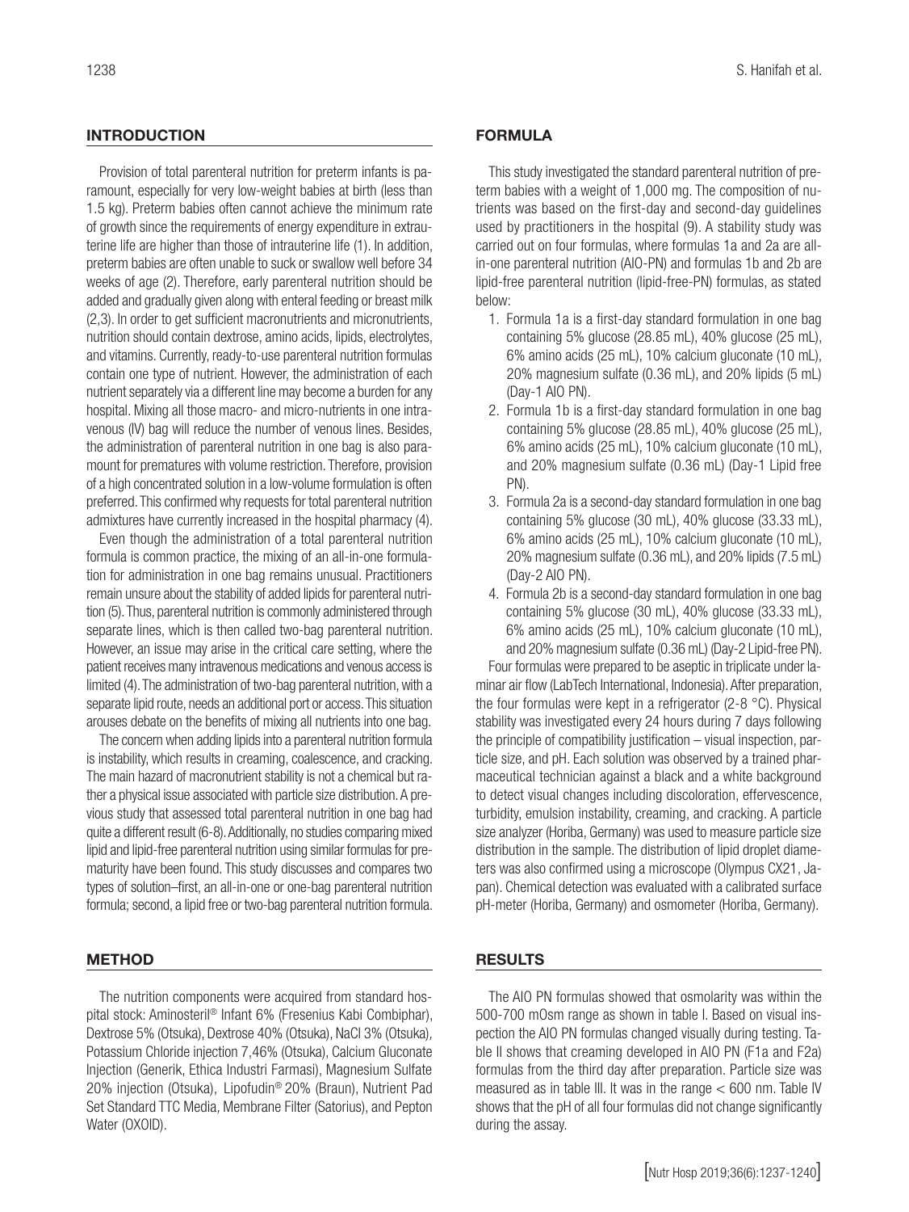## INTRODUCTION

Provision of total parenteral nutrition for preterm infants is paramount, especially for very low-weight babies at birth (less than 1.5 kg). Preterm babies often cannot achieve the minimum rate of growth since the requirements of energy expenditure in extrauterine life are higher than those of intrauterine life (1). In addition, preterm babies are often unable to suck or swallow well before 34 weeks of age (2). Therefore, early parenteral nutrition should be added and gradually given along with enteral feeding or breast milk (2,3). In order to get sufficient macronutrients and micronutrients, nutrition should contain dextrose, amino acids, lipids, electrolytes, and vitamins. Currently, ready-to-use parenteral nutrition formulas contain one type of nutrient. However, the administration of each nutrient separately via a different line may become a burden for any hospital. Mixing all those macro- and micro-nutrients in one intravenous (IV) bag will reduce the number of venous lines. Besides, the administration of parenteral nutrition in one bag is also paramount for prematures with volume restriction. Therefore, provision of a high concentrated solution in a low-volume formulation is often preferred. This confirmed why requests for total parenteral nutrition admixtures have currently increased in the hospital pharmacy (4).

Even though the administration of a total parenteral nutrition formula is common practice, the mixing of an all-in-one formulation for administration in one bag remains unusual. Practitioners remain unsure about the stability of added lipids for parenteral nutrition (5). Thus, parenteral nutrition is commonly administered through separate lines, which is then called two-bag parenteral nutrition. However, an issue may arise in the critical care setting, where the patient receives many intravenous medications and venous access is limited (4). The administration of two-bag parenteral nutrition, with a separate lipid route, needs an additional port or access. This situation arouses debate on the benefits of mixing all nutrients into one bag.

The concern when adding lipids into a parenteral nutrition formula is instability, which results in creaming, coalescence, and cracking. The main hazard of macronutrient stability is not a chemical but rather a physical issue associated with particle size distribution. A previous study that assessed total parenteral nutrition in one bag had quite a different result (6-8). Additionally, no studies comparing mixed lipid and lipid-free parenteral nutrition using similar formulas for prematurity have been found. This study discusses and compares two types of solution–first, an all-in-one or one-bag parenteral nutrition formula; second, a lipid free or two-bag parenteral nutrition formula.

## METHOD

The nutrition components were acquired from standard hospital stock: Aminosteril® Infant 6% (Fresenius Kabi Combiphar), Dextrose 5% (Otsuka), Dextrose 40% (Otsuka), NaCl 3% (Otsuka), Potassium Chloride injection 7,46% (Otsuka), Calcium Gluconate Injection (Generik, Ethica Industri Farmasi), Magnesium Sulfate 20% injection (Otsuka), Lipofudin® 20% (Braun), Nutrient Pad Set Standard TTC Media, Membrane Filter (Satorius), and Pepton Water (OXOID).

## FORMULA

This study investigated the standard parenteral nutrition of preterm babies with a weight of 1,000 mg. The composition of nutrients was based on the first-day and second-day guidelines used by practitioners in the hospital (9). A stability study was carried out on four formulas, where formulas 1a and 2a are all-in-one parenteral nutrition (AIO-PN) and formulas 1b and 2b are lipid-free parenteral nutrition (lipid-free-PN) formulas, as stated below:

1. Formula 1a is a first-day standard formulation in one bag containing 5% glucose (28.85 mL), 40% glucose (25 mL), 6% amino acids (25 mL), 10% calcium gluconate (10 mL), 20% magnesium sulfate (0.36 mL), and 20% lipids (5 mL) (Day-1 AIO PN).
2. Formula 1b is a first-day standard formulation in one bag containing 5% glucose (28.85 mL), 40% glucose (25 mL), 6% amino acids (25 mL), 10% calcium gluconate (10 mL), and 20% magnesium sulfate (0.36 mL) (Day-1 Lipid free PN).
3. Formula 2a is a second-day standard formulation in one bag containing 5% glucose (30 mL), 40% glucose (33.33 mL), 6% amino acids (25 mL), 10% calcium gluconate (10 mL), 20% magnesium sulfate (0.36 mL), and 20% lipids (7.5 mL) (Day-2 AIO PN).
4. Formula 2b is a second-day standard formulation in one bag containing 5% glucose (30 mL), 40% glucose (33.33 mL), 6% amino acids (25 mL), 10% calcium gluconate (10 mL), and 20% magnesium sulfate (0.36 mL) (Day-2 Lipid-free PN).

Four formulas were prepared to be aseptic in triplicate under laminar air flow (LabTech International, Indonesia). After preparation, the four formulas were kept in a refrigerator (2-8 °C). Physical stability was investigated every 24 hours during 7 days following the principle of compatibility justification – visual inspection, particle size, and pH. Each solution was observed by a trained pharmaceutical technician against a black and a white background to detect visual changes including discoloration, effervescence, turbidity, emulsion instability, creaming, and cracking. A particle size analyzer (Horiba, Germany) was used to measure particle size distribution in the sample. The distribution of lipid droplet diameters was also confirmed using a microscope (Olympus CX21, Japan). Chemical detection was evaluated with a calibrated surface pH-meter (Horiba, Germany) and osmometer (Horiba, Germany).

## RESULTS

The AIO PN formulas showed that osmolarity was within the 500-700 mOsm range as shown in table I. Based on visual inspection the AIO PN formulas changed visually during testing. Table II shows that creaming developed in AIO PN (F1a and F2a) formulas from the third day after preparation. Particle size was measured as in table III. It was in the range < 600 nm. Table IV shows that the pH of all four formulas did not change significantly during the assay.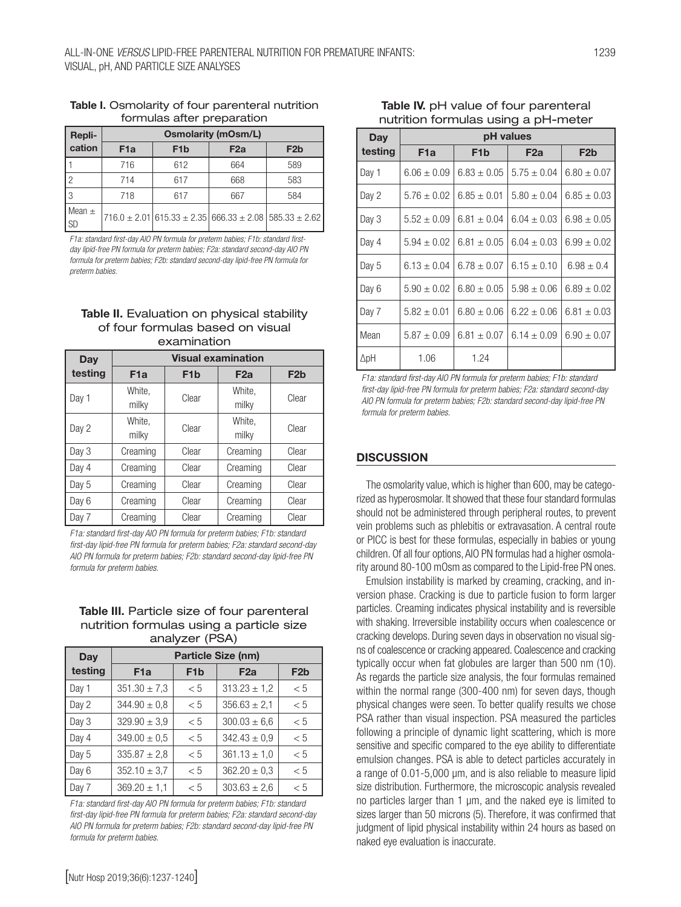**Table I.** Osmolarity of four parenteral nutrition formulas after preparation

| Replication | Osmolarity (mOsm/L) | | | |
|---|---|---|---|---|
| | F1a | F1b | F2a | F2b |
| 1 | 716 | 612 | 664 | 589 |
| 2 | 714 | 617 | 668 | 583 |
| 3 | 718 | 617 | 667 | 584 |
| Mean ± SD | 716.0 ± 2.01 | 615.33 ± 2.35 | 666.33 ± 2.08 | 585.33 ± 2.62 |

*F1a: standard first-day AIO PN formula for preterm babies; F1b: standard first-day lipid-free PN formula for preterm babies; F2a: standard second-day AIO PN formula for preterm babies; F2b: standard second-day lipid-free PN formula for preterm babies.*

**Table II.** Evaluation on physical stability of four formulas based on visual examination

| Day testing | Visual examination | | | |
|---|---|---|---|---|
| | F1a | F1b | F2a | F2b |
| Day 1 | White, milky | Clear | White, milky | Clear |
| Day 2 | White, milky | Clear | White, milky | Clear |
| Day 3 | Creaming | Clear | Creaming | Clear |
| Day 4 | Creaming | Clear | Creaming | Clear |
| Day 5 | Creaming | Clear | Creaming | Clear |
| Day 6 | Creaming | Clear | Creaming | Clear |
| Day 7 | Creaming | Clear | Creaming | Clear |

*F1a: standard first-day AIO PN formula for preterm babies; F1b: standard first-day lipid-free PN formula for preterm babies; F2a: standard second-day AIO PN formula for preterm babies; F2b: standard second-day lipid-free PN formula for preterm babies.*

**Table III.** Particle size of four parenteral nutrition formulas using a particle size analyzer (PSA)

| Day testing | Particle Size (nm) | | | |
|---|---|---|---|---|
| | F1a | F1b | F2a | F2b |
| Day 1 | 351.30 ± 7,3 | < 5 | 313.23 ± 1,2 | < 5 |
| Day 2 | 344.90 ± 0,8 | < 5 | 356.63 ± 2,1 | < 5 |
| Day 3 | 329.90 ± 3,9 | < 5 | 300.03 ± 6,6 | < 5 |
| Day 4 | 349.00 ± 0,5 | < 5 | 342.43 ± 0,9 | < 5 |
| Day 5 | 335.87 ± 2,8 | < 5 | 361.13 ± 1,0 | < 5 |
| Day 6 | 352.10 ± 3,7 | < 5 | 362.20 ± 0,3 | < 5 |
| Day 7 | 369.20 ± 1,1 | < 5 | 303.63 ± 2,6 | < 5 |

*F1a: standard first-day AIO PN formula for preterm babies; F1b: standard first-day lipid-free PN formula for preterm babies; F2a: standard second-day AIO PN formula for preterm babies; F2b: standard second-day lipid-free PN formula for preterm babies.*

**Table IV.** pH value of four parenteral nutrition formulas using a pH-meter

| Day testing | pH values | | | |
|---|---|---|---|---|
| | F1a | F1b | F2a | F2b |
| Day 1 | 6.06 ± 0.09 | 6.83 ± 0.05 | 5.75 ± 0.04 | 6.80 ± 0.07 |
| Day 2 | 5.76 ± 0.02 | 6.85 ± 0.01 | 5.80 ± 0.04 | 6.85 ± 0.03 |
| Day 3 | 5.52 ± 0.09 | 6.81 ± 0.04 | 6.04 ± 0.03 | 6.98 ± 0.05 |
| Day 4 | 5.94 ± 0.02 | 6.81 ± 0.05 | 6.04 ± 0.03 | 6.99 ± 0.02 |
| Day 5 | 6.13 ± 0.04 | 6.78 ± 0.07 | 6.15 ± 0.10 | 6.98 ± 0.4 |
| Day 6 | 5.90 ± 0.02 | 6.80 ± 0.05 | 5.98 ± 0.06 | 6.89 ± 0.02 |
| Day 7 | 5.82 ± 0.01 | 6.80 ± 0.06 | 6.22 ± 0.06 | 6.81 ± 0.03 |
| Mean | 5.87 ± 0.09 | 6.81 ± 0.07 | 6.14 ± 0.09 | 6.90 ± 0.07 |
| ΔpH | 1.06 | 1.24 | | |

*F1a: standard first-day AIO PN formula for preterm babies; F1b: standard first-day lipid-free PN formula for preterm babies; F2a: standard second-day AIO PN formula for preterm babies; F2b: standard second-day lipid-free PN formula for preterm babies.*

## DISCUSSION

The osmolarity value, which is higher than 600, may be categorized as hyperosmolar. It showed that these four standard formulas should not be administered through peripheral routes, to prevent vein problems such as phlebitis or extravasation. A central route or PICC is best for these formulas, especially in babies or young children. Of all four options, AIO PN formulas had a higher osmolarity around 80-100 mOsm as compared to the Lipid-free PN ones.

Emulsion instability is marked by creaming, cracking, and inversion phase. Cracking is due to particle fusion to form larger particles. Creaming indicates physical instability and is reversible with shaking. Irreversible instability occurs when coalescence or cracking develops. During seven days in observation no visual signs of coalescence or cracking appeared. Coalescence and cracking typically occur when fat globules are larger than 500 nm (10). As regards the particle size analysis, the four formulas remained within the normal range (300-400 nm) for seven days, though physical changes were seen. To better qualify results we chose PSA rather than visual inspection. PSA measured the particles following a principle of dynamic light scattering, which is more sensitive and specific compared to the eye ability to differentiate emulsion changes. PSA is able to detect particles accurately in a range of 0.01-5,000 μm, and is also reliable to measure lipid size distribution. Furthermore, the microscopic analysis revealed no particles larger than 1 μm, and the naked eye is limited to sizes larger than 50 microns (5). Therefore, it was confirmed that judgment of lipid physical instability within 24 hours as based on naked eye evaluation is inaccurate.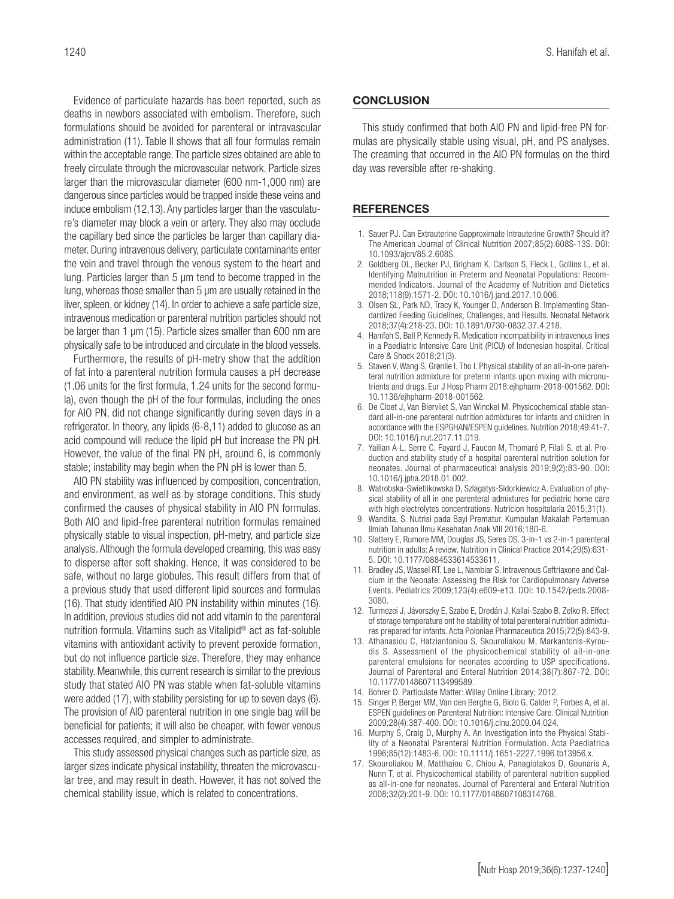Evidence of particulate hazards has been reported, such as deaths in newborns associated with embolism. Therefore, such formulations should be avoided for parenteral or intravascular administration (11). Table II shows that all four formulas remain within the acceptable range. The particle sizes obtained are able to freely circulate through the microvascular network. Particle sizes larger than the microvascular diameter (600 nm-1,000 nm) are dangerous since particles would be trapped inside these veins and induce embolism (12,13). Any particles larger than the vasculature's diameter may block a vein or artery. They also may occlude the capillary bed since the particles be larger than capillary diameter. During intravenous delivery, particulate contaminants enter the vein and travel through the venous system to the heart and lung. Particles larger than 5 µm tend to become trapped in the lung, whereas those smaller than 5 µm are usually retained in the liver, spleen, or kidney (14). In order to achieve a safe particle size, intravenous medication or parenteral nutrition particles should not be larger than 1 µm (15). Particle sizes smaller than 600 nm are physically safe to be introduced and circulate in the blood vessels.

Furthermore, the results of pH-metry show that the addition of fat into a parenteral nutrition formula causes a pH decrease (1.06 units for the first formula, 1.24 units for the second formula), even though the pH of the four formulas, including the ones for AIO PN, did not change significantly during seven days in a refrigerator. In theory, any lipids (6-8,11) added to glucose as an acid compound will reduce the lipid pH but increase the PN pH. However, the value of the final PN pH, around 6, is commonly stable; instability may begin when the PN pH is lower than 5.

AIO PN stability was influenced by composition, concentration, and environment, as well as by storage conditions. This study confirmed the causes of physical stability in AIO PN formulas. Both AIO and lipid-free parenteral nutrition formulas remained physically stable to visual inspection, pH-metry, and particle size analysis. Although the formula developed creaming, this was easy to disperse after soft shaking. Hence, it was considered to be safe, without no large globules. This result differs from that of a previous study that used different lipid sources and formulas (16). That study identified AIO PN instability within minutes (16). In addition, previous studies did not add vitamin to the parenteral nutrition formula. Vitamins such as Vitalipid® act as fat-soluble vitamins with antioxidant activity to prevent peroxide formation, but do not influence particle size. Therefore, they may enhance stability. Meanwhile, this current research is similar to the previous study that stated AIO PN was stable when fat-soluble vitamins were added (17), with stability persisting for up to seven days (6). The provision of AIO parenteral nutrition in one single bag will be beneficial for patients; it will also be cheaper, with fewer venous accesses required, and simpler to administrate.

This study assessed physical changes such as particle size, as larger sizes indicate physical instability, threaten the microvascular tree, and may result in death. However, it has not solved the chemical stability issue, which is related to concentrations.

## CONCLUSION

This study confirmed that both AIO PN and lipid-free PN formulas are physically stable using visual, pH, and PS analyses. The creaming that occurred in the AIO PN formulas on the third day was reversible after re-shaking.

## REFERENCES

1. Sauer PJ. Can Extrauterine Gapproximate Intrauterine Growth? Should it? The American Journal of Clinical Nutrition 2007;85(2):608S-13S. DOI: 10.1093/ajcn/85.2.608S.
2. Goldberg DL, Becker PJ, Brigham K, Carlson S, Fleck L, Gollins L, et al. Identifying Malnutrition in Preterm and Neonatal Populations: Recommended Indicators. Journal of the Academy of Nutrition and Dietetics 2018;118(9):1571-2. DOI: 10.1016/j.jand.2017.10.006.
3. Olsen SL, Park ND, Tracy K, Younger D, Anderson B. Implementing Standardized Feeding Guidelines, Challenges, and Results. Neonatal Network 2018;37(4):218-23. DOI: 10.1891/0730-0832.37.4.218.
4. Hanifah S, Ball P, Kennedy R. Medication incompatibility in intravenous lines in a Paediatric Intensive Care Unit (PICU) of Indonesian hospital. Critical Care & Shock 2018;21(3).
5. Staven V, Wang S, Grønlie I, Tho I. Physical stability of an all-in-one parenteral nutrition admixture for preterm infants upon mixing with micronutrients and drugs. Eur J Hosp Pharm 2018:ejhpharm-2018-001562. DOI: 10.1136/ejhpharm-2018-001562.
6. De Cloet J, Van Biervliet S, Van Winckel M. Physicochemical stable standard all-in-one parenteral nutrition admixtures for infants and children in accordance with the ESPGHAN/ESPEN guidelines. Nutrition 2018;49:41-7. DOI: 10.1016/j.nut.2017.11.019.
7. Yailian A-L, Serre C, Fayard J, Faucon M, Thomaré P, Filali S, et al. Production and stability study of a hospital parenteral nutrition solution for neonates. Journal of pharmaceutical analysis 2019;9(2):83-90. DOI: 10.1016/j.jpha.2018.01.002.
8. Watrobska-Swietlikowska D, Szlagatys-Sidorkiewicz A. Evaluation of physical stability of all in one parenteral admixtures for pediatric home care with high electrolytes concentrations. Nutricion hospitalaria 2015;31(1).
9. Wandita, S. Nutrisi pada Bayi Prematur. Kumpulan Makalah Pertemuan Ilmiah Tahunan Ilmu Kesehatan Anak VIII 2016;180-6.
10. Slattery E, Rumore MM, Douglas JS, Seres DS. 3-in-1 vs 2-in-1 parenteral nutrition in adults: A review. Nutrition in Clinical Practice 2014;29(5):631-5. DOI: 10.1177/0884533614533611.
11. Bradley JS, Wassel RT, Lee L, Nambiar S. Intravenous Ceftriaxone and Calcium in the Neonate: Assessing the Risk for Cardiopulmonary Adverse Events. Pediatrics 2009;123(4):e609-e13. DOI: 10.1542/peds.2008-3080.
12. Turmezei J, Jávorszky E, Szabo E, Dredán J, Kallai-Szabo B, Zelko R. Effect of storage temperature ont he stability of total parenteral nutrition admixtures prepared for infants. Acta Poloniae Pharmaceutica 2015;72(5):843-9.
13. Athanasiou C, Hatziantoniou S, Skouroliakou M, Markantonis-Kyroudis S. Assessment of the physicochemical stability of all-in-one parenteral emulsions for neonates according to USP specifications. Journal of Parenteral and Enteral Nutrition 2014;38(7):867-72. DOI: 10.1177/0148607113499589.
14. Bohrer D. Particulate Matter: Willey Online Library; 2012.
15. Singer P, Berger MM, Van den Berghe G, Biolo G, Calder P, Forbes A, et al. ESPEN guidelines on Parenteral Nutrition: Intensive Care. Clinical Nutrition 2009;28(4):387-400. DOI: 10.1016/j.clnu.2009.04.024.
16. Murphy S, Craig D, Murphy A. An Investigation into the Physical Stability of a Neonatal Parenteral Nutrition Formulation. Acta Paediatrica 1996;85(12):1483-6. DOI: 10.1111/j.1651-2227.1996.tb13956.x.
17. Skouroliakou M, Matthaiou C, Chiou A, Panagiotakos D, Gounaris A, Nunn T, et al. Physicochemical stability of parenteral nutrition supplied as all-in-one for neonates. Journal of Parenteral and Enteral Nutrition 2008;32(2):201-9. DOI: 10.1177/0148607108314768.